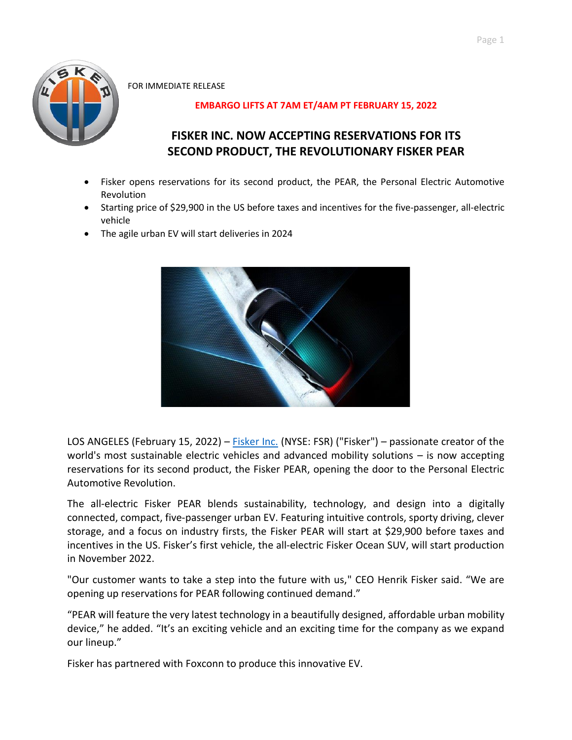FOR IMMEDIATE RELEASE

**EMBARGO LIFTS AT 7AM ET/4AM PT FEBRUARY 15, 2022**

# FISKER INC. NOW ACCEPTING RESERVATIONS FOR ITS SECOND PRODUCT, THE REVOLUTIONARY FISKER PEAR

- Fisker opens reservations for its second product, the PEAR, the Personal Electric Automotive Revolution
- Starting price of $29,900 in the US before taxes and incentives for the five-passenger, all-electric vehicle
- The agile urban EV will start deliveries in 2024

LOS ANGELES (February 15, 2022) – Fisker Inc. (NYSE: FSR) ("Fisker") – passionate creator of the world's most sustainable electric vehicles and advanced mobility solutions – is now accepting reservations for its second product, the Fisker PEAR, opening the door to the Personal Electric Automotive Revolution.

The all-electric Fisker PEAR blends sustainability, technology, and design into a digitally connected, compact, five-passenger urban EV. Featuring intuitive controls, sporty driving, clever storage, and a focus on industry firsts, the Fisker PEAR will start at $29,900 before taxes and incentives in the US. Fisker's first vehicle, the all-electric Fisker Ocean SUV, will start production in November 2022.

"Our customer wants to take a step into the future with us," CEO Henrik Fisker said. "We are opening up reservations for PEAR following continued demand."

"PEAR will feature the very latest technology in a beautifully designed, affordable urban mobility device," he added. "It's an exciting vehicle and an exciting time for the company as we expand our lineup."

Fisker has partnered with Foxconn to produce this innovative EV.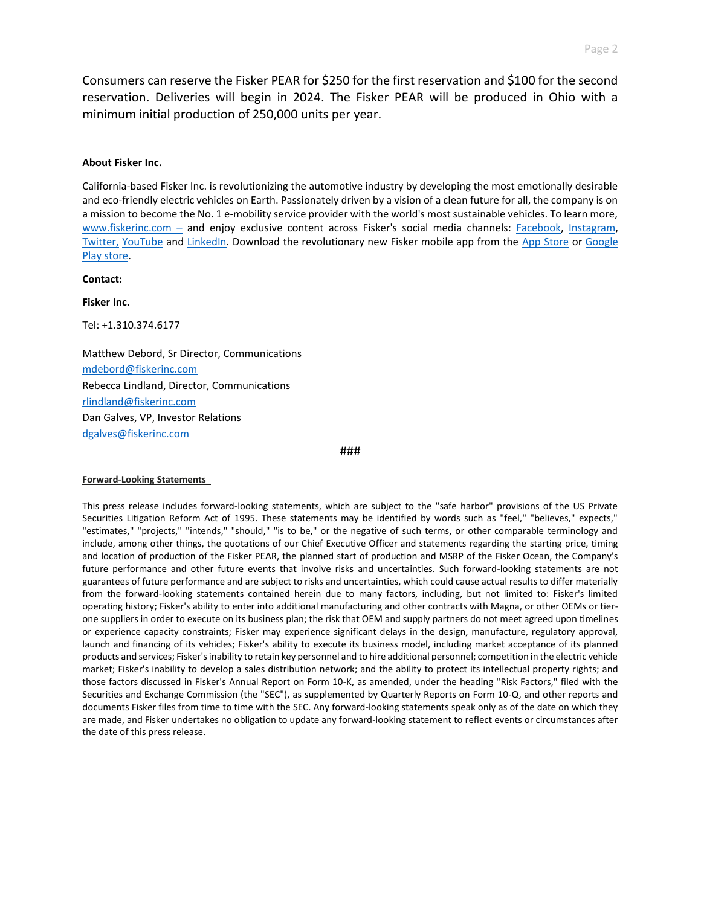Consumers can reserve the Fisker PEAR for $250 for the first reservation and $100 for the second reservation. Deliveries will begin in 2024. The Fisker PEAR will be produced in Ohio with a minimum initial production of 250,000 units per year.

**About Fisker Inc.**

California-based Fisker Inc. is revolutionizing the automotive industry by developing the most emotionally desirable and eco-friendly electric vehicles on Earth. Passionately driven by a vision of a clean future for all, the company is on a mission to become the No. 1 e-mobility service provider with the world's most sustainable vehicles. To learn more, www.fiskerinc.com – and enjoy exclusive content across Fisker's social media channels: Facebook, Instagram, Twitter, YouTube and LinkedIn. Download the revolutionary new Fisker mobile app from the App Store or Google Play store.

**Contact:**

**Fisker Inc.**

Tel: +1.310.374.6177

Matthew Debord, Sr Director, Communications
mdebord@fiskerinc.com
Rebecca Lindland, Director, Communications
rlindland@fiskerinc.com
Dan Galves, VP, Investor Relations
dgalves@fiskerinc.com

###

**Forward-Looking Statements**

This press release includes forward-looking statements, which are subject to the "safe harbor" provisions of the US Private Securities Litigation Reform Act of 1995. These statements may be identified by words such as "feel," "believes," expects," "estimates," "projects," "intends," "should," "is to be," or the negative of such terms, or other comparable terminology and include, among other things, the quotations of our Chief Executive Officer and statements regarding the starting price, timing and location of production of the Fisker PEAR, the planned start of production and MSRP of the Fisker Ocean, the Company's future performance and other future events that involve risks and uncertainties. Such forward-looking statements are not guarantees of future performance and are subject to risks and uncertainties, which could cause actual results to differ materially from the forward-looking statements contained herein due to many factors, including, but not limited to: Fisker's limited operating history; Fisker's ability to enter into additional manufacturing and other contracts with Magna, or other OEMs or tier-one suppliers in order to execute on its business plan; the risk that OEM and supply partners do not meet agreed upon timelines or experience capacity constraints; Fisker may experience significant delays in the design, manufacture, regulatory approval, launch and financing of its vehicles; Fisker's ability to execute its business model, including market acceptance of its planned products and services; Fisker's inability to retain key personnel and to hire additional personnel; competition in the electric vehicle market; Fisker's inability to develop a sales distribution network; and the ability to protect its intellectual property rights; and those factors discussed in Fisker's Annual Report on Form 10-K, as amended, under the heading "Risk Factors," filed with the Securities and Exchange Commission (the "SEC"), as supplemented by Quarterly Reports on Form 10-Q, and other reports and documents Fisker files from time to time with the SEC. Any forward-looking statements speak only as of the date on which they are made, and Fisker undertakes no obligation to update any forward-looking statement to reflect events or circumstances after the date of this press release.